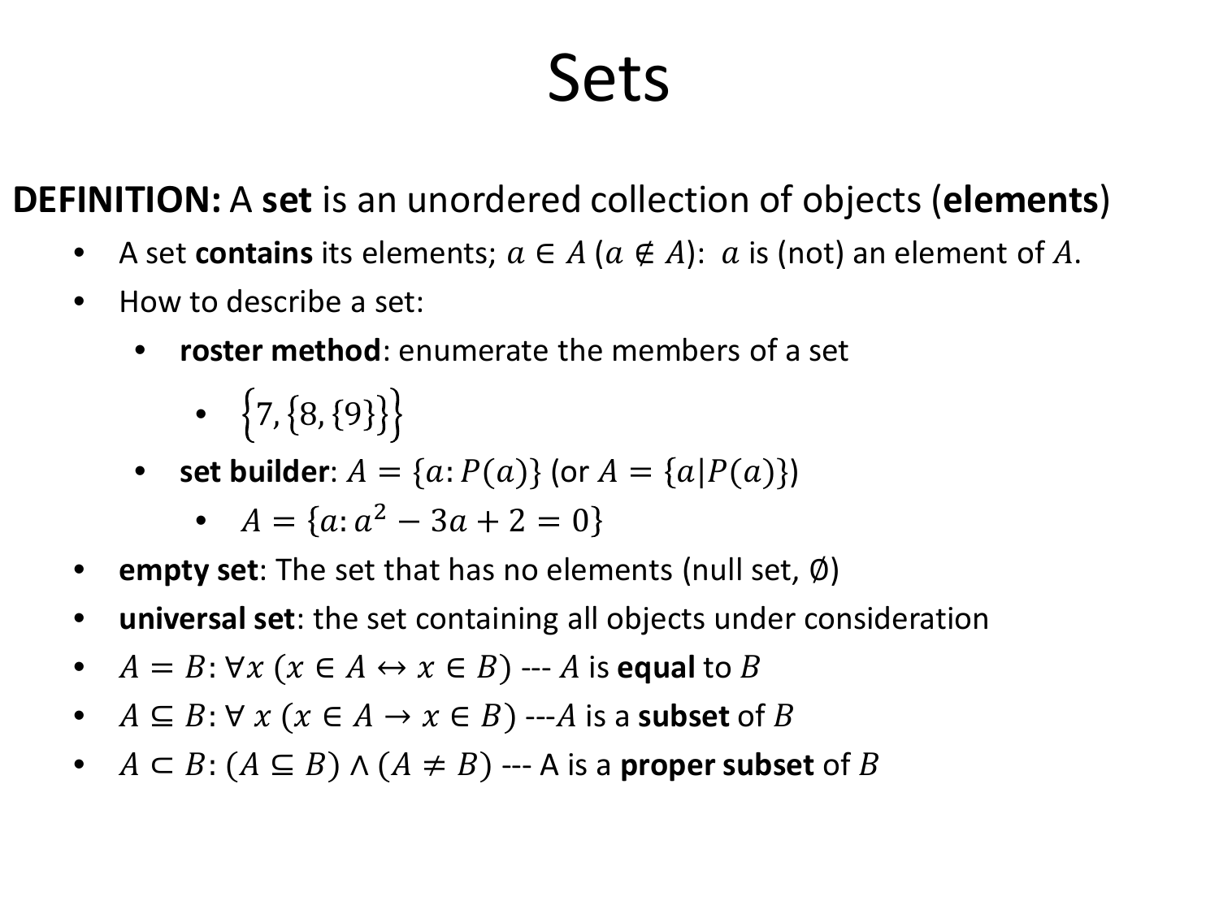# Sets

**DEFINITION:** A **set** is an unordered collection of objects (**elements**)

- A set **contains** its elements; $a \in A$ ($a \notin A$): $a$ is (not) an element of $A$.
- How to describe a set:
  - **roster method**: enumerate the members of a set
    - $\left\{7, \left\{8, \{9\}\right\}\right\}$
  - **set builder**: $A = \{a : P(a)\}$ (or $A = \{a | P(a)\}$)
    - $A = \{a : a^2 - 3a + 2 = 0\}$
- **empty set**: The set that has no elements (null set, $\emptyset$)
- **universal set**: the set containing all objects under consideration
- $A = B$: $\forall x\,(x \in A \leftrightarrow x \in B)$ --- $A$ is **equal** to $B$
- $A \subseteq B$: $\forall\, x\,(x \in A \rightarrow x \in B)$ ---$A$ is a **subset** of $B$
- $A \subset B$: $(A \subseteq B) \wedge (A \neq B)$ --- A is a **proper subset** of $B$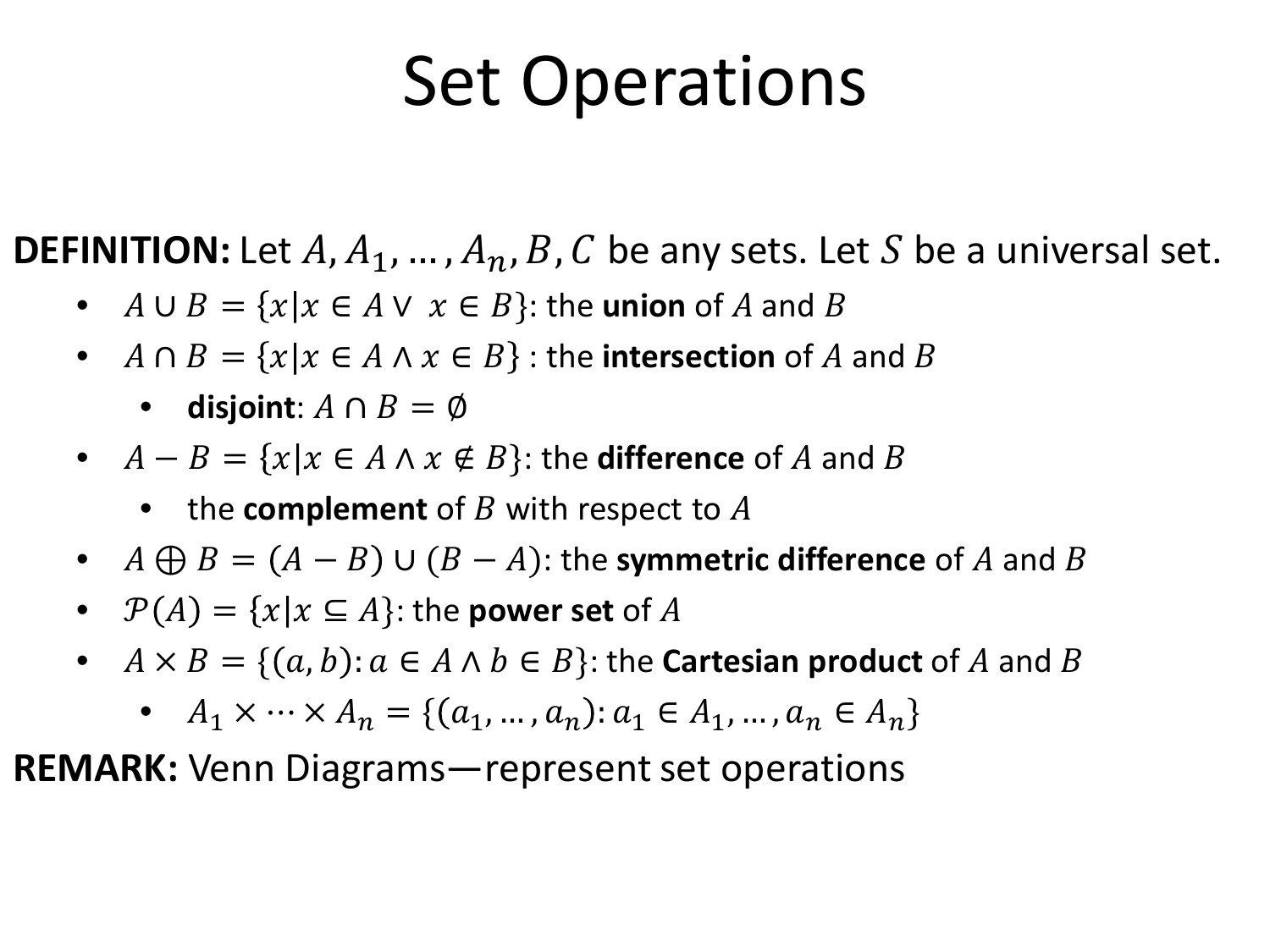# Set Operations

**DEFINITION:** Let $A, A_1, \dots, A_n, B, C$ be any sets. Let $S$ be a universal set.

- $A \cup B = \{x | x \in A \vee x \in B\}$: the **union** of $A$ and $B$
- $A \cap B = \{x | x \in A \wedge x \in B\}$ : the **intersection** of $A$ and $B$
  - **disjoint**: $A \cap B = \emptyset$
- $A - B = \{x | x \in A \wedge x \notin B\}$: the **difference** of $A$ and $B$
  - the **complement** of $B$ with respect to $A$
- $A \oplus B = (A - B) \cup (B - A)$: the **symmetric difference** of $A$ and $B$
- $\mathcal{P}(A) = \{x | x \subseteq A\}$: the **power set** of $A$
- $A \times B = \{(a, b) : a \in A \wedge b \in B\}$: the **Cartesian product** of $A$ and $B$
  - $A_1 \times \cdots \times A_n = \{(a_1, \dots, a_n) : a_1 \in A_1, \dots, a_n \in A_n\}$

**REMARK:** Venn Diagrams—represent set operations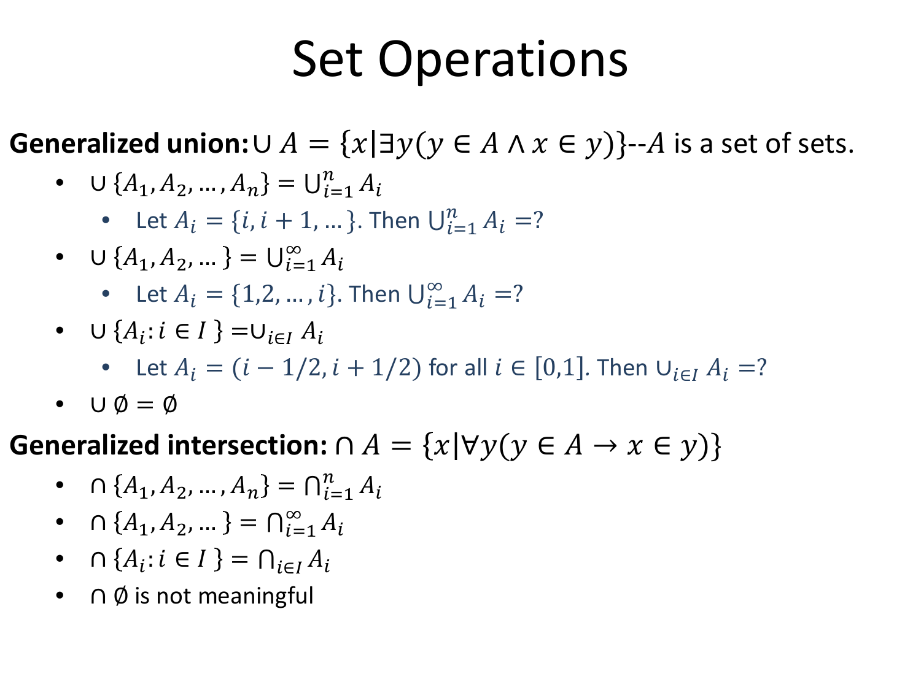# Set Operations

**Generalized union:** $\cup A = \{x | \exists y(y \in A \wedge x \in y)\}$--$A$ is a set of sets.

- $\cup \{A_1, A_2, \ldots, A_n\} = \bigcup_{i=1}^{n} A_i$
  - Let $A_i = \{i, i+1, \ldots\}$. Then $\bigcup_{i=1}^{n} A_i = ?$
- $\cup \{A_1, A_2, \ldots\} = \bigcup_{i=1}^{\infty} A_i$
  - Let $A_i = \{1, 2, \ldots, i\}$. Then $\bigcup_{i=1}^{\infty} A_i = ?$
- $\cup \{A_i : i \in I\} = \cup_{i \in I} A_i$
  - Let $A_i = (i - 1/2, i + 1/2)$ for all $i \in [0,1]$. Then $\cup_{i \in I} A_i = ?$
- $\cup \emptyset = \emptyset$

**Generalized intersection:** $\cap A = \{x | \forall y(y \in A \to x \in y)\}$

- $\cap \{A_1, A_2, \ldots, A_n\} = \bigcap_{i=1}^{n} A_i$
- $\cap \{A_1, A_2, \ldots\} = \bigcap_{i=1}^{\infty} A_i$
- $\cap \{A_i : i \in I\} = \bigcap_{i \in I} A_i$
- $\cap \emptyset$ is not meaningful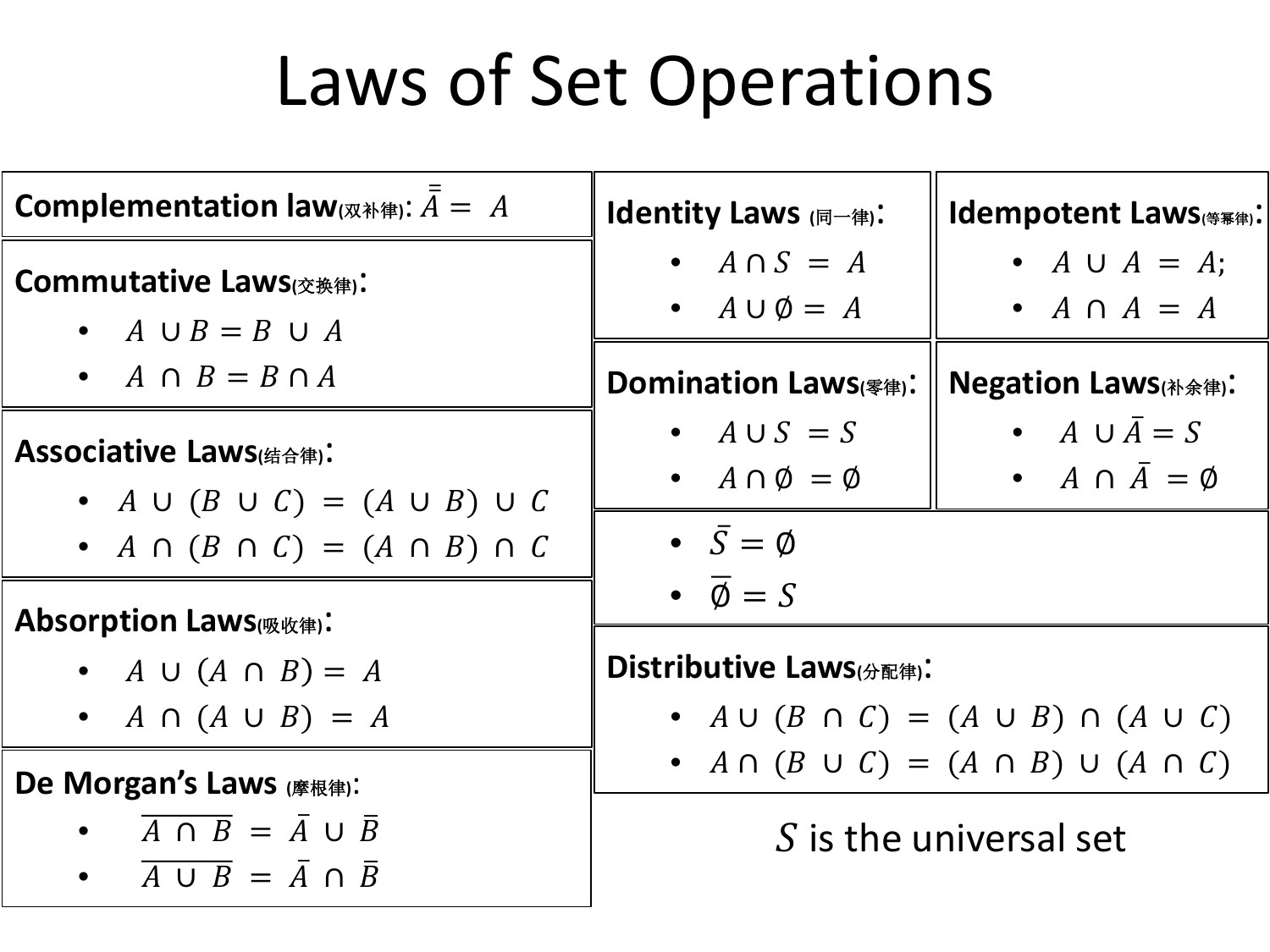# Laws of Set Operations

**Complementation law(双补律)**: $\bar{\bar{A}} = A$

**Commutative Laws(交换律)**:

- $A \cup B = B \cup A$
- $A \cap B = B \cap A$

**Associative Laws(结合律)**:

- $A \cup (B \cup C) = (A \cup B) \cup C$
- $A \cap (B \cap C) = (A \cap B) \cap C$

**Absorption Laws(吸收律)**:

- $A \cup (A \cap B) = A$
- $A \cap (A \cup B) = A$

**De Morgan's Laws (摩根律)**:

- $\overline{A \cap B} = \bar{A} \cup \bar{B}$
- $\overline{A \cup B} = \bar{A} \cap \bar{B}$

**Identity Laws (同一律)**:

- $A \cap S = A$
- $A \cup \emptyset = A$

**Idempotent Laws(等幂律)**:

- $A \cup A = A$;
- $A \cap A = A$

**Domination Laws(零律)**:

- $A \cup S = S$
- $A \cap \emptyset = \emptyset$

**Negation Laws(补余律)**:

- $A \cup \bar{A} = S$
- $A \cap \bar{A} = \emptyset$

- $\bar{S} = \emptyset$
- $\bar{\emptyset} = S$

**Distributive Laws(分配律)**:

- $A \cup (B \cap C) = (A \cup B) \cap (A \cup C)$
- $A \cap (B \cup C) = (A \cap B) \cup (A \cap C)$

$S$ is the universal set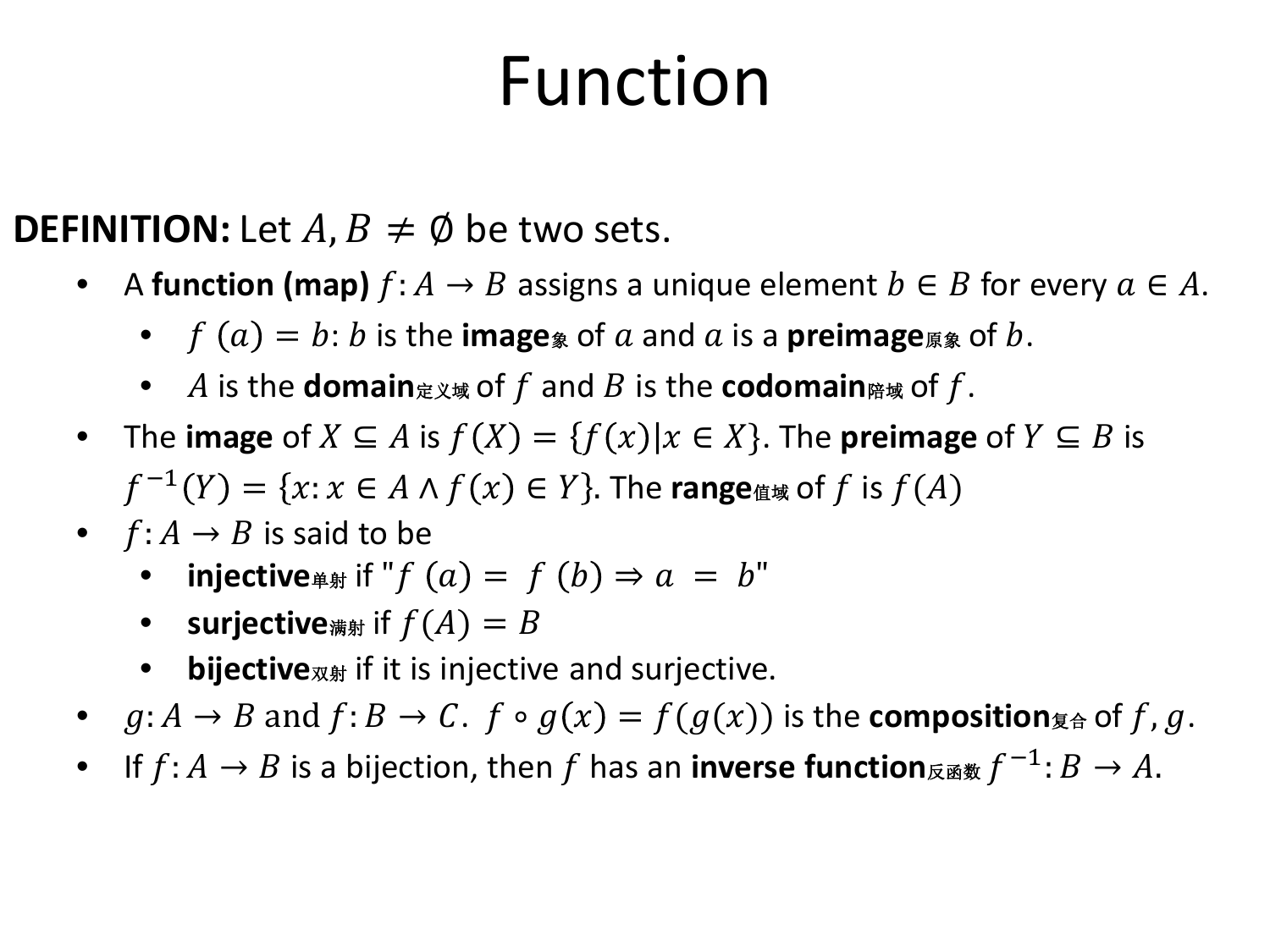# Function

**DEFINITION:** Let $A, B \neq \emptyset$ be two sets.

- A **function (map)** $f: A \to B$ assigns a unique element $b \in B$ for every $a \in A$.
  - $f(a) = b$: $b$ is the **image**象 of $a$ and $a$ is a **preimage**原象 of $b$.
  - $A$ is the **domain**定义域 of $f$ and $B$ is the **codomain**陪域 of $f$.
- The **image** of $X \subseteq A$ is $f(X) = \{f(x) | x \in X\}$. The **preimage** of $Y \subseteq B$ is $f^{-1}(Y) = \{x: x \in A \land f(x) \in Y\}$. The **range**值域 of $f$ is $f(A)$
- $f: A \to B$ is said to be
  - **injective**单射 if "$f(a) = f(b) \Rightarrow a = b$"
  - **surjective**满射 if $f(A) = B$
  - **bijective**双射 if it is injective and surjective.
- $g: A \to B$ and $f: B \to C$. $f \circ g(x) = f(g(x))$ is the **composition**复合 of $f, g$.
- If $f: A \to B$ is a bijection, then $f$ has an **inverse function**反函数 $f^{-1}: B \to A$.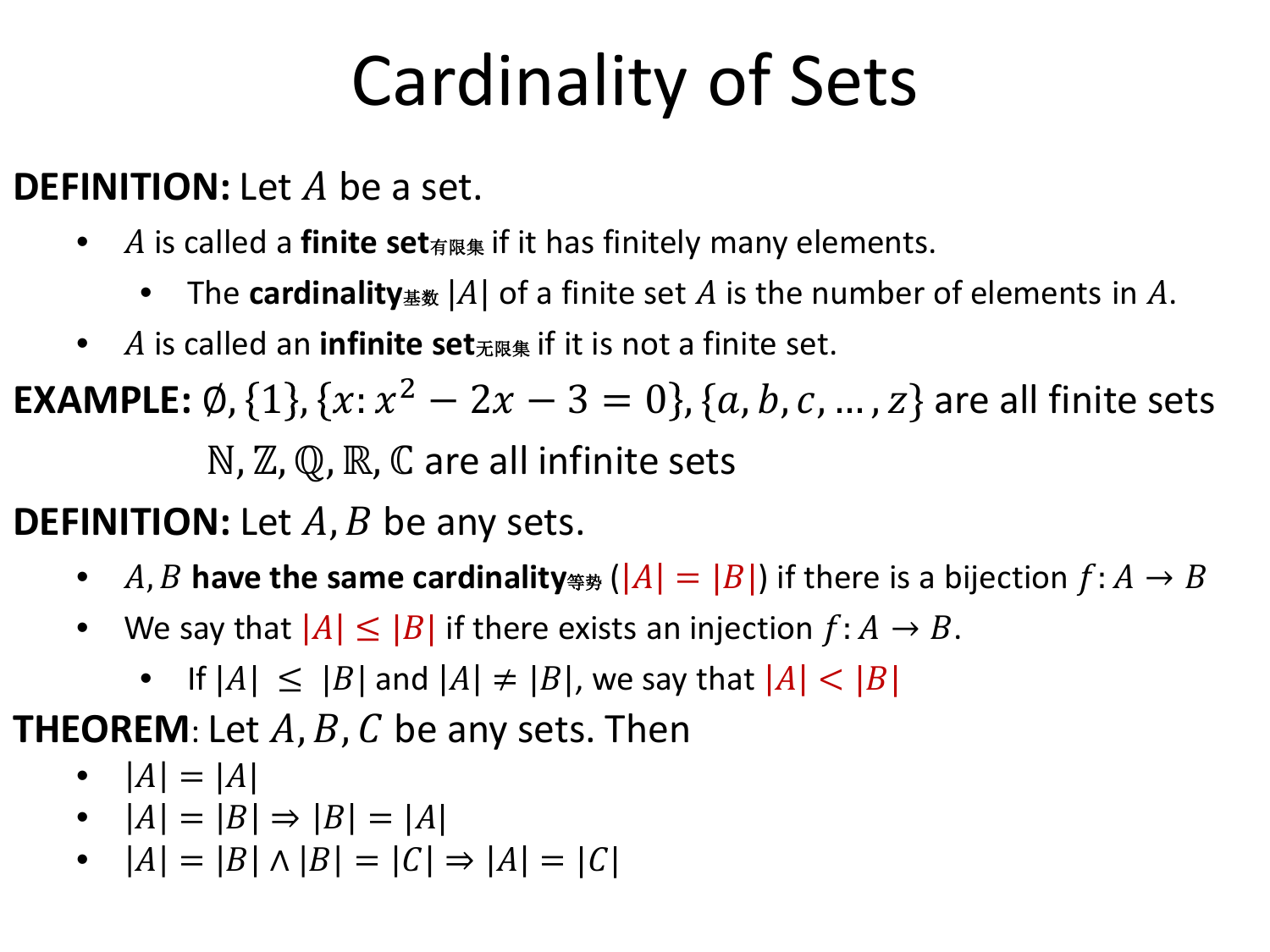# Cardinality of Sets

**DEFINITION:** Let $A$ be a set.

- $A$ is called a **finite set**有限集 if it has finitely many elements.
  - The **cardinality**基数 $|A|$ of a finite set $A$ is the number of elements in $A$.
- $A$ is called an **infinite set**无限集 if it is not a finite set.

**EXAMPLE:** $\emptyset, \{1\}, \{x: x^2 - 2x - 3 = 0\}, \{a, b, c, \dots, z\}$ are all finite sets

$\mathbb{N}, \mathbb{Z}, \mathbb{Q}, \mathbb{R}, \mathbb{C}$ are all infinite sets

**DEFINITION:** Let $A, B$ be any sets.

- $A, B$ **have the same cardinality**等势 ($|A| = |B|$) if there is a bijection $f: A \to B$
- We say that $|A| \leq |B|$ if there exists an injection $f: A \to B$.
  - If $|A| \leq |B|$ and $|A| \neq |B|$, we say that $|A| < |B|$

**THEOREM**: Let $A, B, C$ be any sets. Then

- $|A| = |A|$
- $|A| = |B| \Rightarrow |B| = |A|$
- $|A| = |B| \land |B| = |C| \Rightarrow |A| = |C|$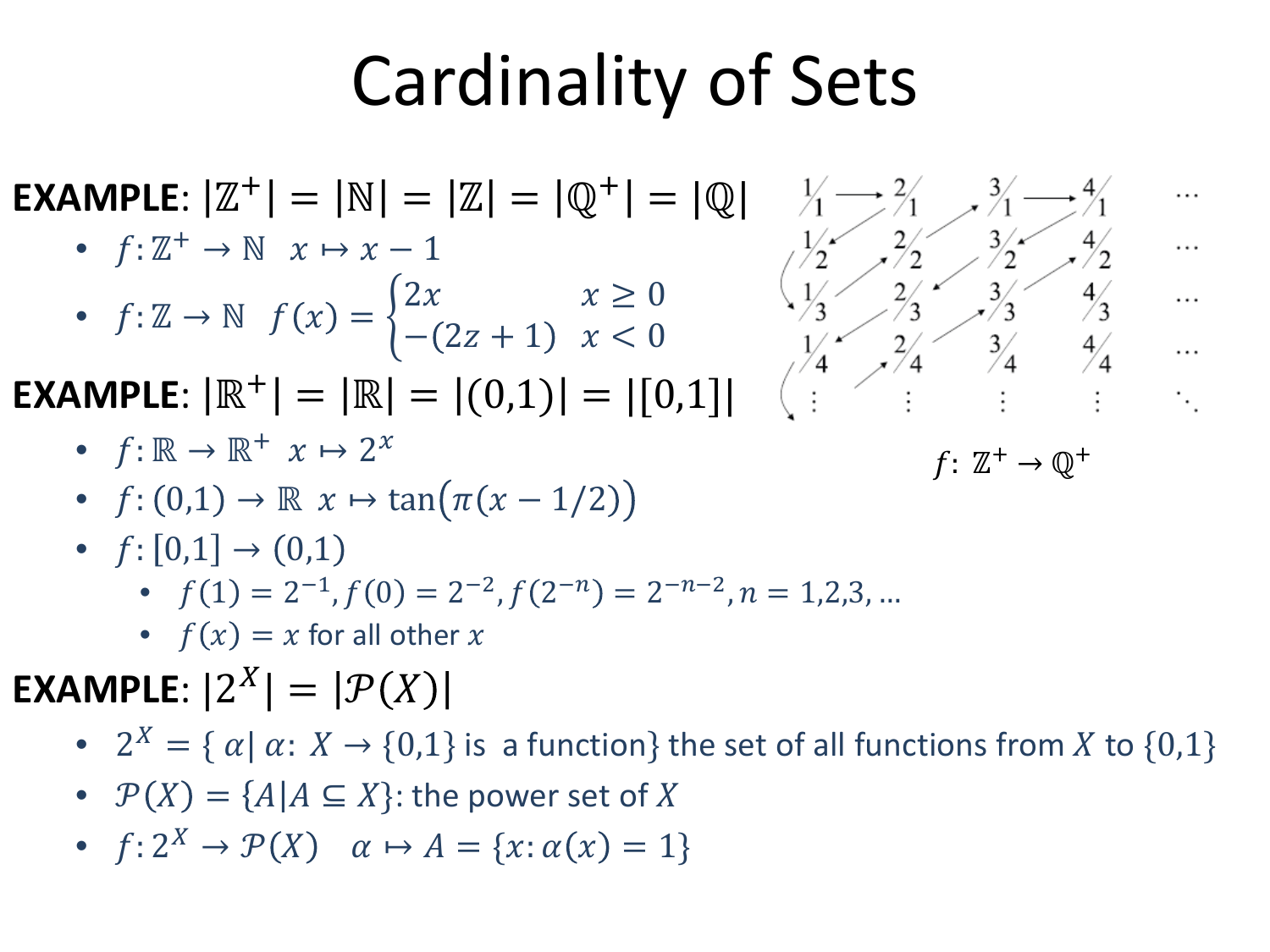# Cardinality of Sets

**EXAMPLE**: $|\mathbb{Z}^+| = |\mathbb{N}| = |\mathbb{Z}| = |\mathbb{Q}^+| = |\mathbb{Q}|$

- $f: \mathbb{Z}^+ \to \mathbb{N} \quad x \mapsto x - 1$
- $f: \mathbb{Z} \to \mathbb{N} \quad f(x) = \begin{cases} 2x & x \geq 0 \\ -(2z+1) & x < 0 \end{cases}$

$$\begin{array}{ccccc}
1/1 & \longrightarrow 2/1 & \quad 3/1 & \longrightarrow 4/1 & \cdots \\
1/2 & \quad 2/2 & \quad 3/2 & \quad 4/2 & \cdots \\
1/3 & \quad 2/3 & \quad 3/3 & \quad 4/3 & \cdots \\
1/4 & \quad 2/4 & \quad 3/4 & \quad 4/4 & \cdots \\
\vdots & \vdots & \vdots & \vdots & \ddots
\end{array}$$

$f\colon \mathbb{Z}^+ \to \mathbb{Q}^+$

**EXAMPLE**: $|\mathbb{R}^+| = |\mathbb{R}| = |(0,1)| = |[0,1]|$

- $f: \mathbb{R} \to \mathbb{R}^+ \quad x \mapsto 2^x$
- $f: (0,1) \to \mathbb{R} \quad x \mapsto \tan(\pi(x - 1/2))$
- $f: [0,1] \to (0,1)$
  - $f(1) = 2^{-1}, f(0) = 2^{-2}, f(2^{-n}) = 2^{-n-2}, n = 1,2,3, \ldots$
  - $f(x) = x$ for all other $x$

**EXAMPLE**: $|2^X| = |\mathcal{P}(X)|$

- $2^X = \{\, \alpha |\, \alpha\colon X \to \{0,1\}$ is a function$\}$ the set of all functions from $X$ to $\{0,1\}$
- $\mathcal{P}(X) = \{A | A \subseteq X\}$: the power set of $X$
- $f: 2^X \to \mathcal{P}(X) \quad \alpha \mapsto A = \{x : \alpha(x) = 1\}$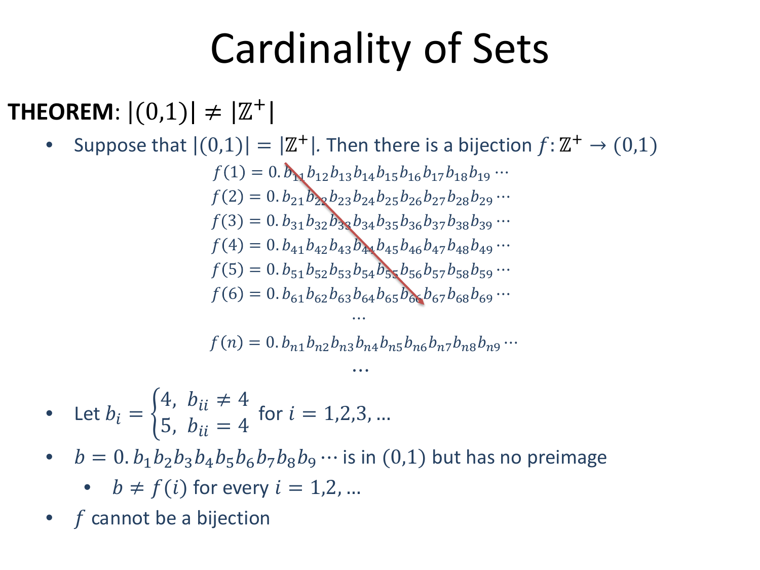# Cardinality of Sets

**THEOREM**: $|(0,1)| \neq |\mathbb{Z}^+|$

- Suppose that $|(0,1)| = |\mathbb{Z}^+|$. Then there is a bijection $f: \mathbb{Z}^+ \to (0,1)$

$$
\begin{gathered}
f(1) = 0.b_{11}b_{12}b_{13}b_{14}b_{15}b_{16}b_{17}b_{18}b_{19}\cdots \\
f(2) = 0.b_{21}b_{22}b_{23}b_{24}b_{25}b_{26}b_{27}b_{28}b_{29}\cdots \\
f(3) = 0.b_{31}b_{32}b_{33}b_{34}b_{35}b_{36}b_{37}b_{38}b_{39}\cdots \\
f(4) = 0.b_{41}b_{42}b_{43}b_{44}b_{45}b_{46}b_{47}b_{48}b_{49}\cdots \\
f(5) = 0.b_{51}b_{52}b_{53}b_{54}b_{55}b_{56}b_{57}b_{58}b_{59}\cdots \\
f(6) = 0.b_{61}b_{62}b_{63}b_{64}b_{65}b_{66}b_{67}b_{68}b_{69}\cdots \\
\cdots \\
f(n) = 0.b_{n1}b_{n2}b_{n3}b_{n4}b_{n5}b_{n6}b_{n7}b_{n8}b_{n9}\cdots \\
\cdots
\end{gathered}
$$

- Let $b_i = \begin{cases} 4, & b_{ii} \neq 4 \\ 5, & b_{ii} = 4 \end{cases}$ for $i = 1,2,3,\ldots$
- $b = 0.b_1b_2b_3b_4b_5b_6b_7b_8b_9\cdots$ is in $(0,1)$ but has no preimage
  - $b \neq f(i)$ for every $i = 1,2,\ldots$
- $f$ cannot be a bijection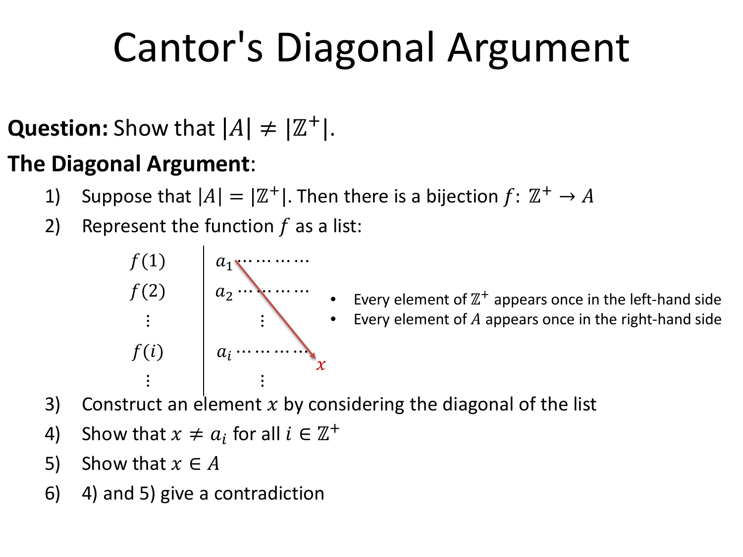# Cantor's Diagonal Argument

**Question:** Show that $|A| \neq |\mathbb{Z}^+|$.

**The Diagonal Argument**:

1) Suppose that $|A| = |\mathbb{Z}^+|$. Then there is a bijection $f\colon \mathbb{Z}^+ \to A$
2) Represent the function $f$ as a list:

$$
\begin{array}{c|l}
f(1) & a_1 \cdots\cdots\cdots \\
f(2) & a_2 \cdots\cdots\cdots \\
\vdots & \quad \vdots \\
f(i) & a_i \cdots\cdots\cdots \\
\vdots & \quad \vdots
\end{array}
\qquad x
$$

- Every element of $\mathbb{Z}^+$ appears once in the left-hand side
- Every element of $A$ appears once in the right-hand side

3) Construct an element $x$ by considering the diagonal of the list
4) Show that $x \neq a_i$ for all $i \in \mathbb{Z}^+$
5) Show that $x \in A$
6) 4) and 5) give a contradiction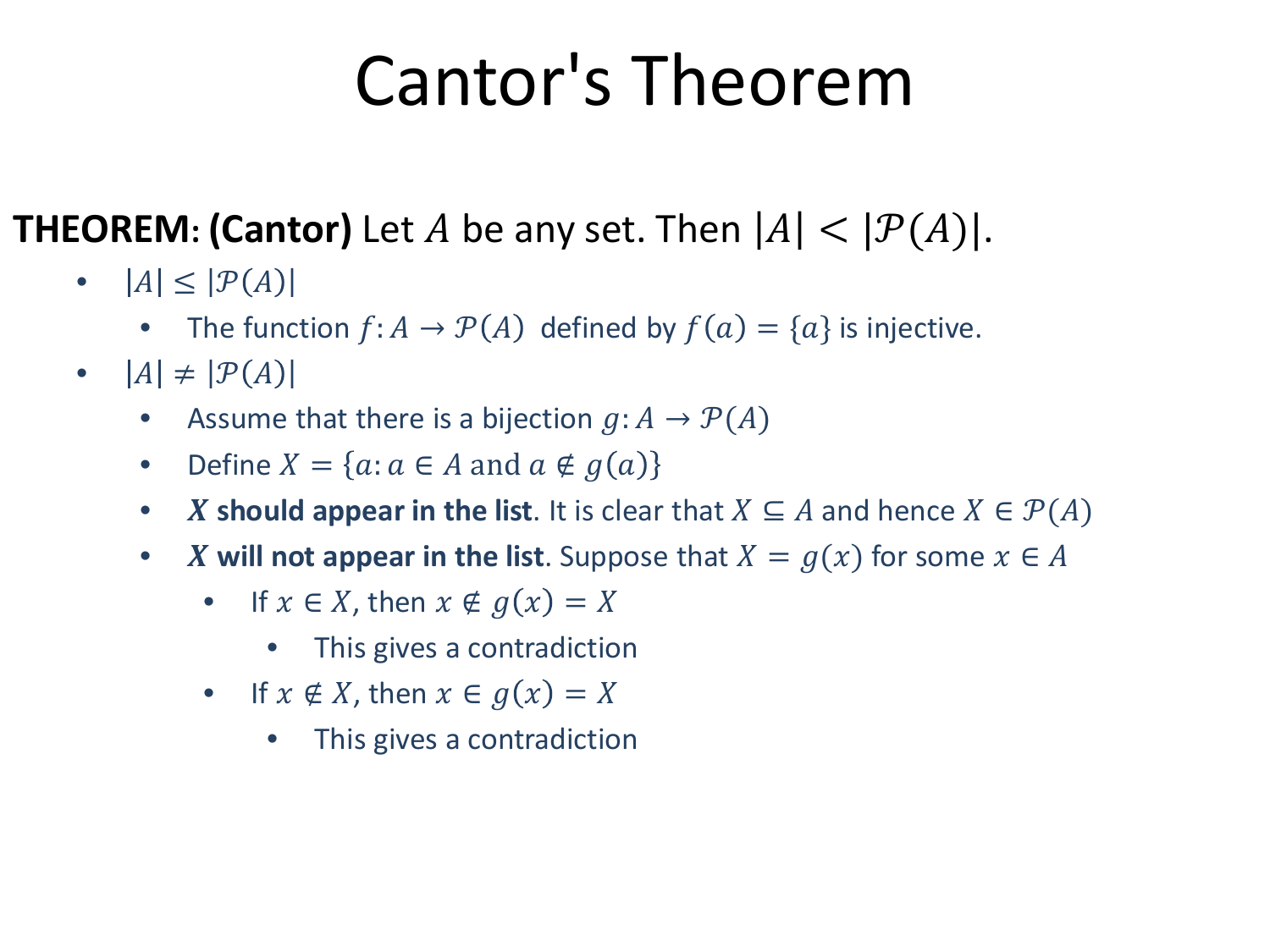# Cantor's Theorem

**THEOREM: (Cantor)** Let $A$ be any set. Then $|A| < |\mathcal{P}(A)|$.

- $|A| \leq |\mathcal{P}(A)|$
  - The function $f: A \to \mathcal{P}(A)$ defined by $f(a) = \{a\}$ is injective.
- $|A| \neq |\mathcal{P}(A)|$
  - Assume that there is a bijection $g: A \to \mathcal{P}(A)$
  - Define $X = \{a: a \in A \text{ and } a \notin g(a)\}$
  - **$X$ should appear in the list**. It is clear that $X \subseteq A$ and hence $X \in \mathcal{P}(A)$
  - **$X$ will not appear in the list**. Suppose that $X = g(x)$ for some $x \in A$
    - If $x \in X$, then $x \notin g(x) = X$
      - This gives a contradiction
    - If $x \notin X$, then $x \in g(x) = X$
      - This gives a contradiction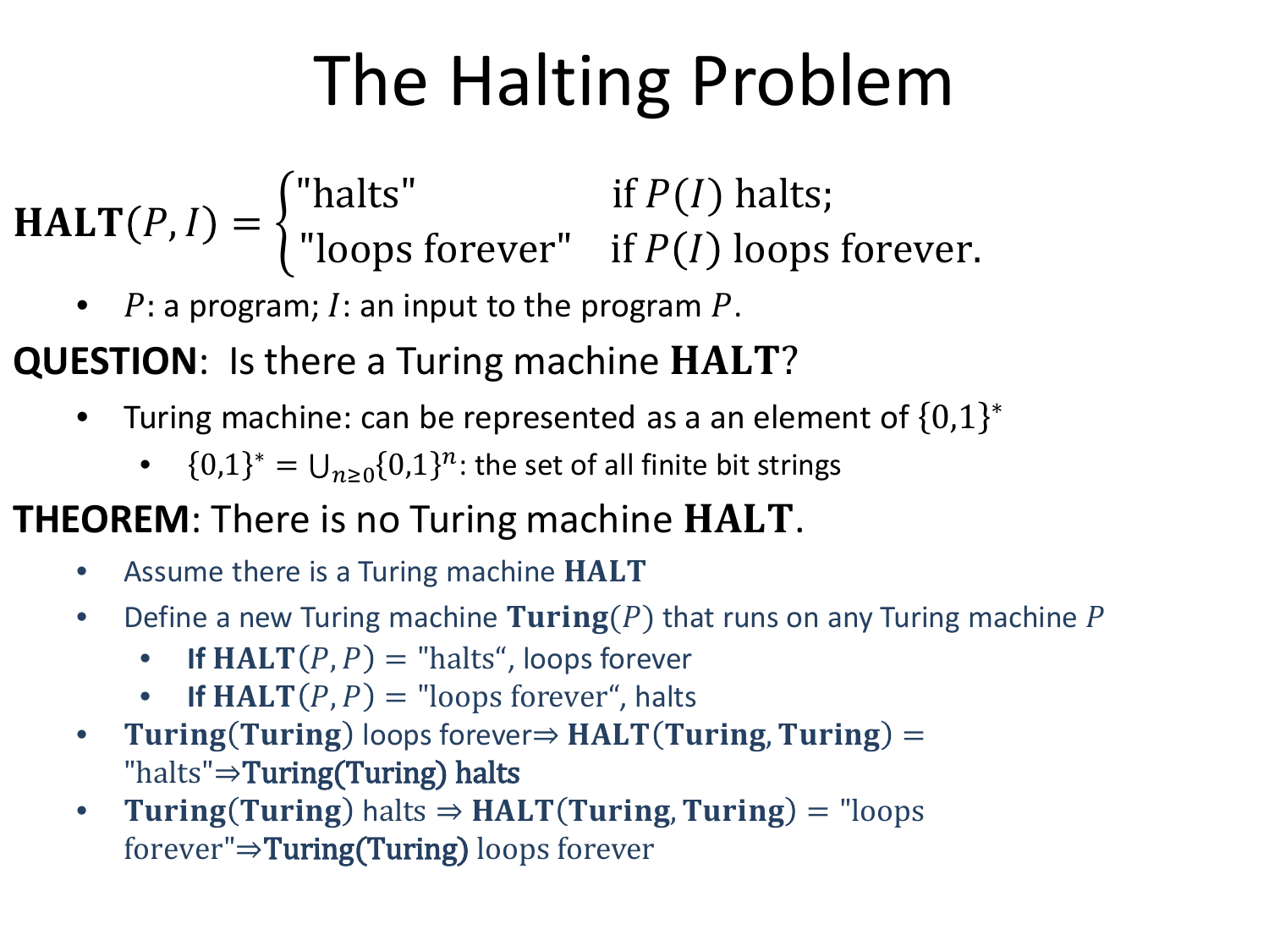# The Halting Problem

$$\mathbf{HALT}(P, I) = \begin{cases} \text{"halts"} & \text{if } P(I) \text{ halts;} \\ \text{"loops forever"} & \text{if } P(I) \text{ loops forever.} \end{cases}$$

- $P$: a program; $I$: an input to the program $P$.

**QUESTION**: Is there a Turing machine $\mathbf{HALT}$?

- Turing machine: can be represented as a an element of $\{0,1\}^*$
  - $\{0,1\}^* = \bigcup_{n \geq 0} \{0,1\}^n$: the set of all finite bit strings

**THEOREM**: There is no Turing machine $\mathbf{HALT}$.

- Assume there is a Turing machine $\mathbf{HALT}$
- Define a new Turing machine $\mathbf{Turing}(P)$ that runs on any Turing machine $P$
  - **If** $\mathbf{HALT}(P, P) =$ "halts", loops forever
  - **If** $\mathbf{HALT}(P, P) =$ "loops forever", halts
- $\mathbf{Turing}(\mathbf{Turing})$ loops forever $\Rightarrow$ $\mathbf{HALT}(\mathbf{Turing}, \mathbf{Turing}) =$ "halts" $\Rightarrow$ **Turing(Turing) halts**
- $\mathbf{Turing}(\mathbf{Turing})$ halts $\Rightarrow$ $\mathbf{HALT}(\mathbf{Turing}, \mathbf{Turing}) =$ "loops forever" $\Rightarrow$ **Turing(Turing)** loops forever